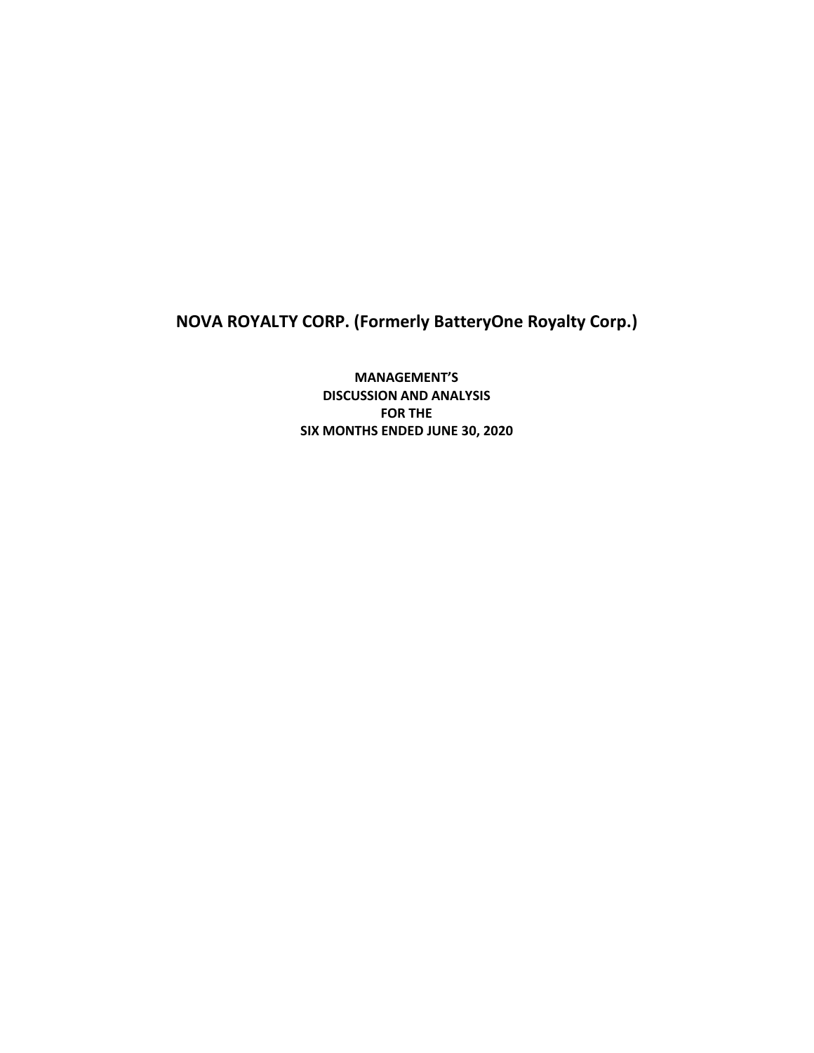# NOVA ROYALTY CORP. (Formerly BatteryOne Royalty Corp.)

**MANAGEMENT'S DISCUSSION AND ANALYSIS FOR THE SIX MONTHS ENDED JUNE 30, 2020**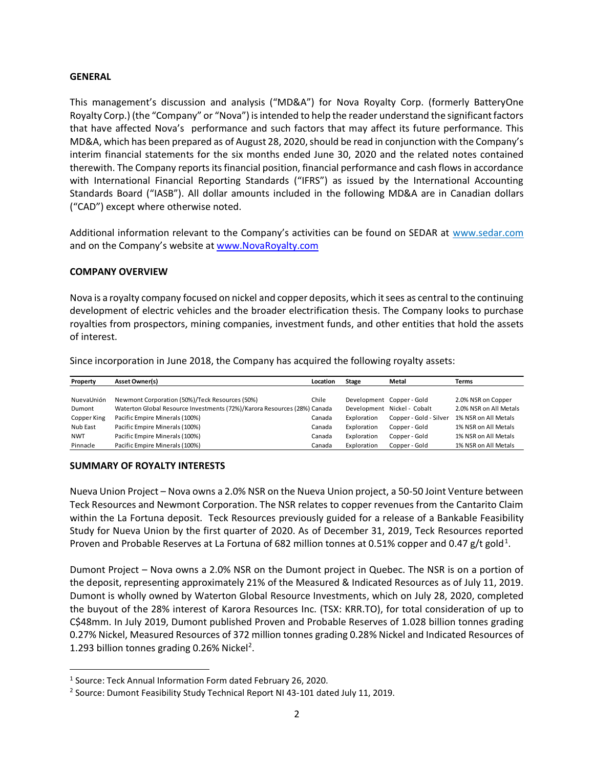## GENERAL

This management's discussion and analysis ("MD&A") for Nova Royalty Corp. (formerly BatteryOne Royalty Corp.) (the "Company" or "Nova") is intended to help the reader understand the significant factors that have affected Nova's performance and such factors that may affect its future performance. This MD&A, which has been prepared as of August 28, 2020, should be read in conjunction with the Company's interim financial statements for the six months ended June 30, 2020 and the related notes contained therewith. The Company reports its financial position, financial performance and cash flows in accordance with International Financial Reporting Standards ("IFRS") as issued by the International Accounting Standards Board ("IASB"). All dollar amounts included in the following MD&A are in Canadian dollars ("CAD") except where otherwise noted.

Additional information relevant to the Company's activities can be found on SEDAR at www.sedar.com and on the Company's website at www.NovaRoyalty.com

## COMPANY OVERVIEW

Nova is a royalty company focused on nickel and copper deposits, which it sees as central to the continuing development of electric vehicles and the broader electrification thesis. The Company looks to purchase royalties from prospectors, mining companies, investment funds, and other entities that hold the assets of interest.

Since incorporation in June 2018, the Company has acquired the following royalty assets:

| Property | Asset Owner(s) | Location | Stage | Metal | Terms |
|---|---|---|---|---|---|
| NuevaUnión | Newmont Corporation (50%)/Teck Resources (50%) | Chile | Development | Copper - Gold | 2.0% NSR on Copper |
| Dumont | Waterton Global Resource Investments (72%)/Karora Resources (28%) | Canada | Development | Nickel - Cobalt | 2.0% NSR on All Metals |
| Copper King | Pacific Empire Minerals (100%) | Canada | Exploration | Copper - Gold - Silver | 1% NSR on All Metals |
| Nub East | Pacific Empire Minerals (100%) | Canada | Exploration | Copper - Gold | 1% NSR on All Metals |
| NWT | Pacific Empire Minerals (100%) | Canada | Exploration | Copper - Gold | 1% NSR on All Metals |
| Pinnacle | Pacific Empire Minerals (100%) | Canada | Exploration | Copper - Gold | 1% NSR on All Metals |

## SUMMARY OF ROYALTY INTERESTS

Nueva Union Project – Nova owns a 2.0% NSR on the Nueva Union project, a 50-50 Joint Venture between Teck Resources and Newmont Corporation. The NSR relates to copper revenues from the Cantarito Claim within the La Fortuna deposit. Teck Resources previously guided for a release of a Bankable Feasibility Study for Nueva Union by the first quarter of 2020. As of December 31, 2019, Teck Resources reported Proven and Probable Reserves at La Fortuna of 682 million tonnes at 0.51% copper and 0.47 g/t gold[1].

Dumont Project – Nova owns a 2.0% NSR on the Dumont project in Quebec. The NSR is on a portion of the deposit, representing approximately 21% of the Measured & Indicated Resources as of July 11, 2019. Dumont is wholly owned by Waterton Global Resource Investments, which on July 28, 2020, completed the buyout of the 28% interest of Karora Resources Inc. (TSX: KRR.TO), for total consideration of up to C$48mm. In July 2019, Dumont published Proven and Probable Reserves of 1.028 billion tonnes grading 0.27% Nickel, Measured Resources of 372 million tonnes grading 0.28% Nickel and Indicated Resources of 1.293 billion tonnes grading 0.26% Nickel[2].

---

[1] Source: Teck Annual Information Form dated February 26, 2020.

[2] Source: Dumont Feasibility Study Technical Report NI 43-101 dated July 11, 2019.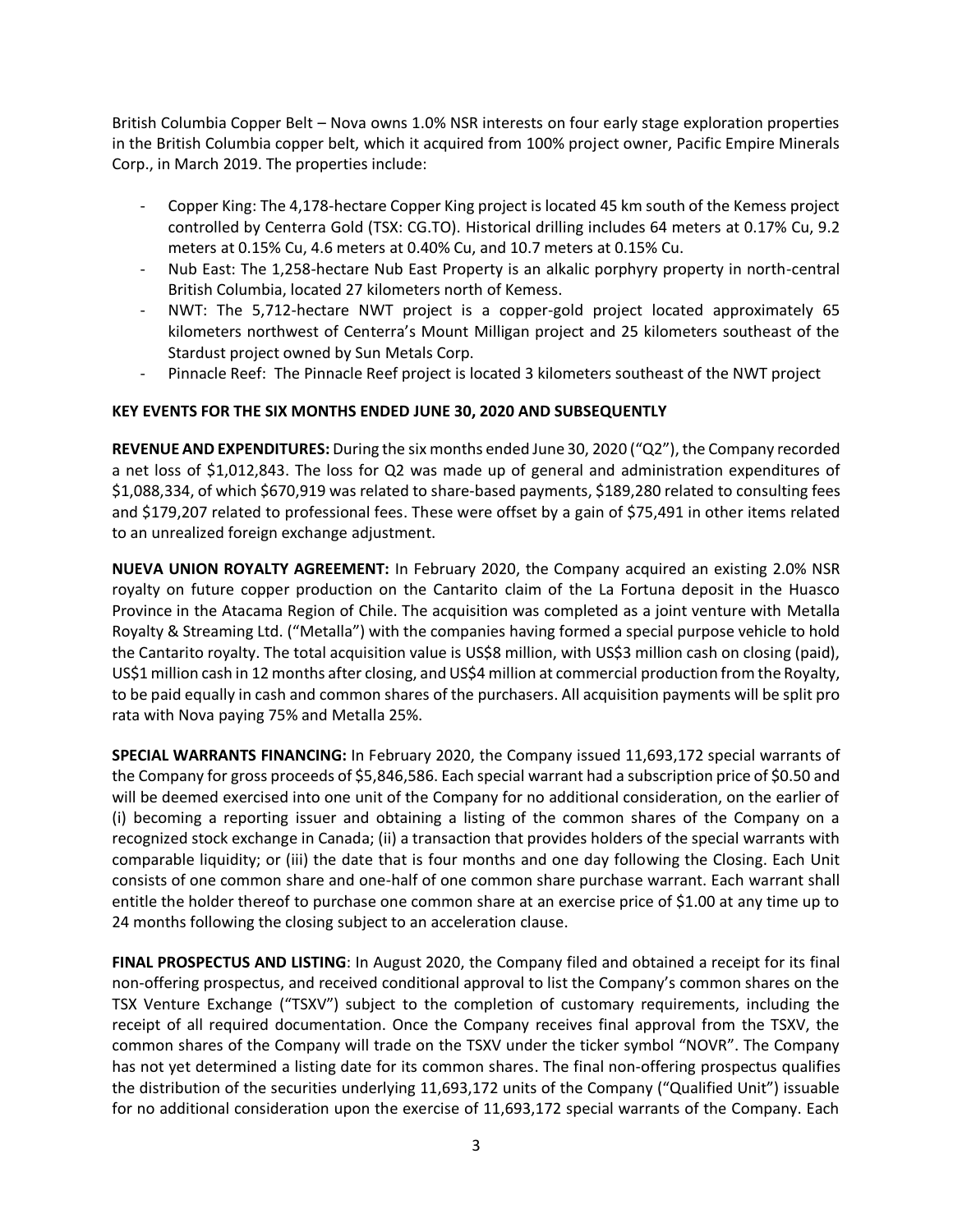British Columbia Copper Belt – Nova owns 1.0% NSR interests on four early stage exploration properties in the British Columbia copper belt, which it acquired from 100% project owner, Pacific Empire Minerals Corp., in March 2019. The properties include:

- Copper King: The 4,178-hectare Copper King project is located 45 km south of the Kemess project controlled by Centerra Gold (TSX: CG.TO). Historical drilling includes 64 meters at 0.17% Cu, 9.2 meters at 0.15% Cu, 4.6 meters at 0.40% Cu, and 10.7 meters at 0.15% Cu.
- Nub East: The 1,258-hectare Nub East Property is an alkalic porphyry property in north-central British Columbia, located 27 kilometers north of Kemess.
- NWT: The 5,712-hectare NWT project is a copper-gold project located approximately 65 kilometers northwest of Centerra's Mount Milligan project and 25 kilometers southeast of the Stardust project owned by Sun Metals Corp.
- Pinnacle Reef: The Pinnacle Reef project is located 3 kilometers southeast of the NWT project

**KEY EVENTS FOR THE SIX MONTHS ENDED JUNE 30, 2020 AND SUBSEQUENTLY**

**REVENUE AND EXPENDITURES:** During the six months ended June 30, 2020 ("Q2"), the Company recorded a net loss of $1,012,843. The loss for Q2 was made up of general and administration expenditures of $1,088,334, of which $670,919 was related to share-based payments, $189,280 related to consulting fees and $179,207 related to professional fees. These were offset by a gain of $75,491 in other items related to an unrealized foreign exchange adjustment.

**NUEVA UNION ROYALTY AGREEMENT:** In February 2020, the Company acquired an existing 2.0% NSR royalty on future copper production on the Cantarito claim of the La Fortuna deposit in the Huasco Province in the Atacama Region of Chile. The acquisition was completed as a joint venture with Metalla Royalty & Streaming Ltd. ("Metalla") with the companies having formed a special purpose vehicle to hold the Cantarito royalty. The total acquisition value is US$8 million, with US$3 million cash on closing (paid), US$1 million cash in 12 months after closing, and US$4 million at commercial production from the Royalty, to be paid equally in cash and common shares of the purchasers. All acquisition payments will be split pro rata with Nova paying 75% and Metalla 25%.

**SPECIAL WARRANTS FINANCING:** In February 2020, the Company issued 11,693,172 special warrants of the Company for gross proceeds of $5,846,586. Each special warrant had a subscription price of $0.50 and will be deemed exercised into one unit of the Company for no additional consideration, on the earlier of (i) becoming a reporting issuer and obtaining a listing of the common shares of the Company on a recognized stock exchange in Canada; (ii) a transaction that provides holders of the special warrants with comparable liquidity; or (iii) the date that is four months and one day following the Closing. Each Unit consists of one common share and one-half of one common share purchase warrant. Each warrant shall entitle the holder thereof to purchase one common share at an exercise price of $1.00 at any time up to 24 months following the closing subject to an acceleration clause.

**FINAL PROSPECTUS AND LISTING**: In August 2020, the Company filed and obtained a receipt for its final non-offering prospectus, and received conditional approval to list the Company's common shares on the TSX Venture Exchange ("TSXV") subject to the completion of customary requirements, including the receipt of all required documentation. Once the Company receives final approval from the TSXV, the common shares of the Company will trade on the TSXV under the ticker symbol "NOVR". The Company has not yet determined a listing date for its common shares. The final non-offering prospectus qualifies the distribution of the securities underlying 11,693,172 units of the Company ("Qualified Unit") issuable for no additional consideration upon the exercise of 11,693,172 special warrants of the Company. Each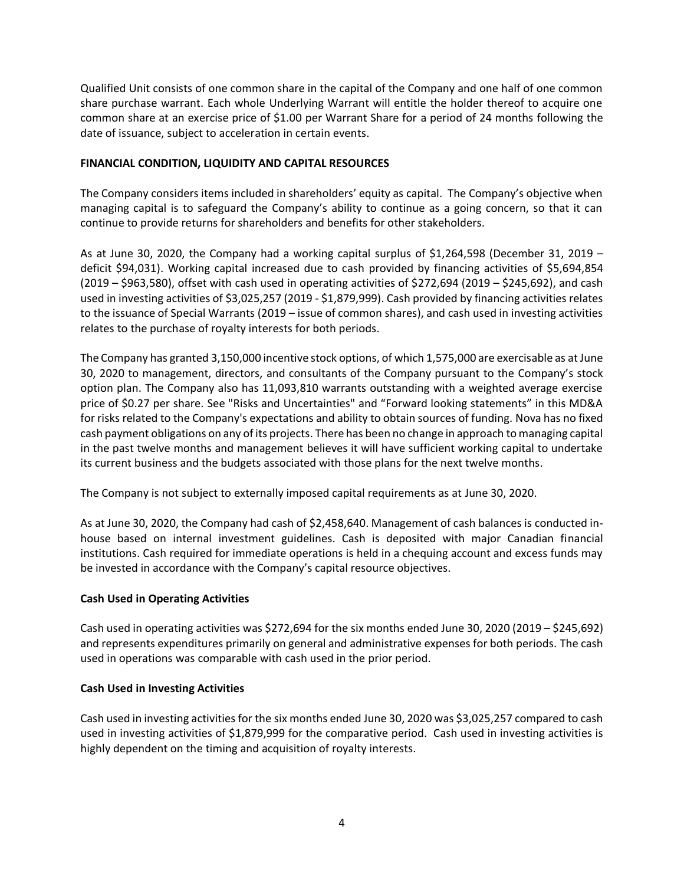Qualified Unit consists of one common share in the capital of the Company and one half of one common share purchase warrant. Each whole Underlying Warrant will entitle the holder thereof to acquire one common share at an exercise price of $1.00 per Warrant Share for a period of 24 months following the date of issuance, subject to acceleration in certain events.

**FINANCIAL CONDITION, LIQUIDITY AND CAPITAL RESOURCES**

The Company considers items included in shareholders' equity as capital. The Company's objective when managing capital is to safeguard the Company's ability to continue as a going concern, so that it can continue to provide returns for shareholders and benefits for other stakeholders.

As at June 30, 2020, the Company had a working capital surplus of $1,264,598 (December 31, 2019 – deficit $94,031). Working capital increased due to cash provided by financing activities of $5,694,854 (2019 – $963,580), offset with cash used in operating activities of $272,694 (2019 – $245,692), and cash used in investing activities of $3,025,257 (2019 - $1,879,999). Cash provided by financing activities relates to the issuance of Special Warrants (2019 – issue of common shares), and cash used in investing activities relates to the purchase of royalty interests for both periods.

The Company has granted 3,150,000 incentive stock options, of which 1,575,000 are exercisable as at June 30, 2020 to management, directors, and consultants of the Company pursuant to the Company's stock option plan. The Company also has 11,093,810 warrants outstanding with a weighted average exercise price of $0.27 per share. See "Risks and Uncertainties" and "Forward looking statements" in this MD&A for risks related to the Company's expectations and ability to obtain sources of funding. Nova has no fixed cash payment obligations on any of its projects. There has been no change in approach to managing capital in the past twelve months and management believes it will have sufficient working capital to undertake its current business and the budgets associated with those plans for the next twelve months.

The Company is not subject to externally imposed capital requirements as at June 30, 2020.

As at June 30, 2020, the Company had cash of $2,458,640. Management of cash balances is conducted in-house based on internal investment guidelines. Cash is deposited with major Canadian financial institutions. Cash required for immediate operations is held in a chequing account and excess funds may be invested in accordance with the Company's capital resource objectives.

**Cash Used in Operating Activities**

Cash used in operating activities was $272,694 for the six months ended June 30, 2020 (2019 – $245,692) and represents expenditures primarily on general and administrative expenses for both periods. The cash used in operations was comparable with cash used in the prior period.

**Cash Used in Investing Activities**

Cash used in investing activities for the six months ended June 30, 2020 was $3,025,257 compared to cash used in investing activities of $1,879,999 for the comparative period. Cash used in investing activities is highly dependent on the timing and acquisition of royalty interests.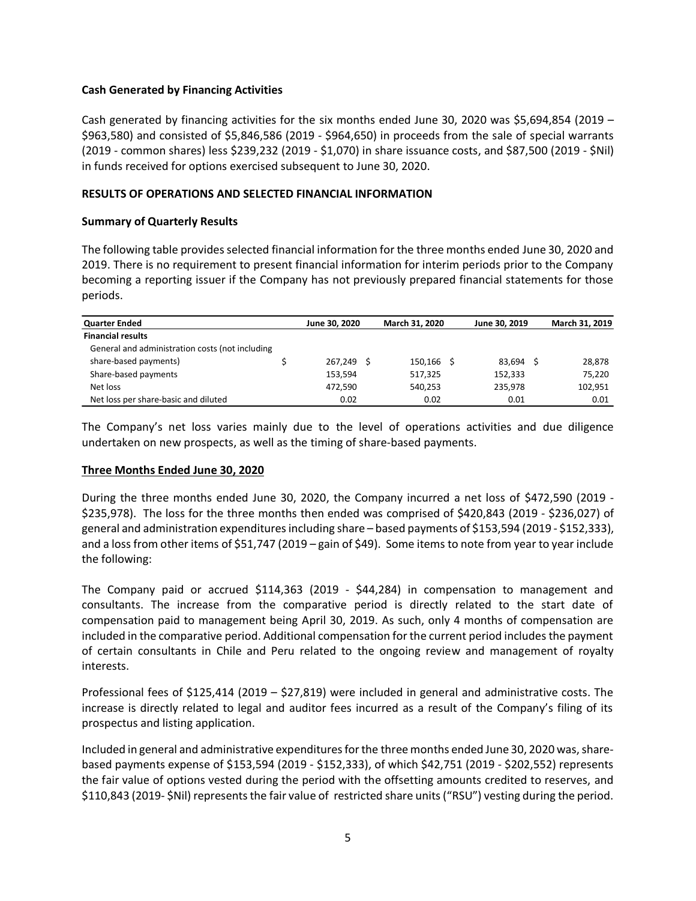### Cash Generated by Financing Activities

Cash generated by financing activities for the six months ended June 30, 2020 was $5,694,854 (2019 – $963,580) and consisted of $5,846,586 (2019 - $964,650) in proceeds from the sale of special warrants (2019 - common shares) less $239,232 (2019 - $1,070) in share issuance costs, and $87,500 (2019 - $Nil) in funds received for options exercised subsequent to June 30, 2020.

## RESULTS OF OPERATIONS AND SELECTED FINANCIAL INFORMATION

### Summary of Quarterly Results

The following table provides selected financial information for the three months ended June 30, 2020 and 2019. There is no requirement to present financial information for interim periods prior to the Company becoming a reporting issuer if the Company has not previously prepared financial statements for those periods.

| Quarter Ended | June 30, 2020 | March 31, 2020 | June 30, 2019 | March 31, 2019 |
|---|---|---|---|---|
| **Financial results** | | | | |
| General and administration costs (not including share-based payments) | $ 267,249 | $ 150,166 | $ 83,694 | $ 28,878 |
| Share-based payments | 153,594 | 517,325 | 152,333 | 75,220 |
| Net loss | 472,590 | 540,253 | 235,978 | 102,951 |
| Net loss per share-basic and diluted | 0.02 | 0.02 | 0.01 | 0.01 |

The Company's net loss varies mainly due to the level of operations activities and due diligence undertaken on new prospects, as well as the timing of share-based payments.

### Three Months Ended June 30, 2020

During the three months ended June 30, 2020, the Company incurred a net loss of $472,590 (2019 - $235,978). The loss for the three months then ended was comprised of $420,843 (2019 - $236,027) of general and administration expenditures including share – based payments of $153,594 (2019 - $152,333), and a loss from other items of $51,747 (2019 – gain of $49). Some items to note from year to year include the following:

The Company paid or accrued $114,363 (2019 - $44,284) in compensation to management and consultants. The increase from the comparative period is directly related to the start date of compensation paid to management being April 30, 2019. As such, only 4 months of compensation are included in the comparative period. Additional compensation for the current period includes the payment of certain consultants in Chile and Peru related to the ongoing review and management of royalty interests.

Professional fees of $125,414 (2019 – $27,819) were included in general and administrative costs. The increase is directly related to legal and auditor fees incurred as a result of the Company's filing of its prospectus and listing application.

Included in general and administrative expenditures for the three months ended June 30, 2020 was, share-based payments expense of $153,594 (2019 - $152,333), of which $42,751 (2019 - $202,552) represents the fair value of options vested during the period with the offsetting amounts credited to reserves, and $110,843 (2019- $Nil) represents the fair value of restricted share units ("RSU") vesting during the period.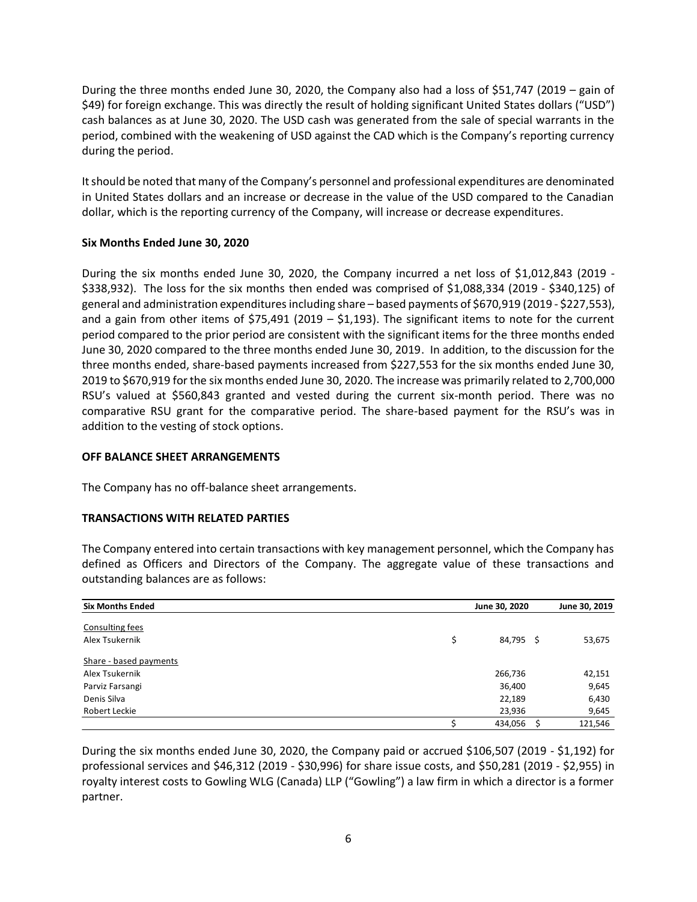During the three months ended June 30, 2020, the Company also had a loss of $51,747 (2019 – gain of $49) for foreign exchange. This was directly the result of holding significant United States dollars ("USD") cash balances as at June 30, 2020. The USD cash was generated from the sale of special warrants in the period, combined with the weakening of USD against the CAD which is the Company's reporting currency during the period.

It should be noted that many of the Company's personnel and professional expenditures are denominated in United States dollars and an increase or decrease in the value of the USD compared to the Canadian dollar, which is the reporting currency of the Company, will increase or decrease expenditures.

**Six Months Ended June 30, 2020**

During the six months ended June 30, 2020, the Company incurred a net loss of $1,012,843 (2019 - $338,932). The loss for the six months then ended was comprised of $1,088,334 (2019 - $340,125) of general and administration expenditures including share – based payments of $670,919 (2019 - $227,553), and a gain from other items of $75,491 (2019 – $1,193). The significant items to note for the current period compared to the prior period are consistent with the significant items for the three months ended June 30, 2020 compared to the three months ended June 30, 2019. In addition, to the discussion for the three months ended, share-based payments increased from $227,553 for the six months ended June 30, 2019 to $670,919 for the six months ended June 30, 2020. The increase was primarily related to 2,700,000 RSU's valued at $560,843 granted and vested during the current six-month period. There was no comparative RSU grant for the comparative period. The share-based payment for the RSU's was in addition to the vesting of stock options.

**OFF BALANCE SHEET ARRANGEMENTS**

The Company has no off-balance sheet arrangements.

**TRANSACTIONS WITH RELATED PARTIES**

The Company entered into certain transactions with key management personnel, which the Company has defined as Officers and Directors of the Company. The aggregate value of these transactions and outstanding balances are as follows:

| Six Months Ended | June 30, 2020 | June 30, 2019 |
|---|---|---|
| Consulting fees | | |
| Alex Tsukernik | $ 84,795 | $ 53,675 |
| Share - based payments | | |
| Alex Tsukernik | 266,736 | 42,151 |
| Parviz Farsangi | 36,400 | 9,645 |
| Denis Silva | 22,189 | 6,430 |
| Robert Leckie | 23,936 | 9,645 |
| | $ 434,056 | $ 121,546 |

During the six months ended June 30, 2020, the Company paid or accrued $106,507 (2019 - $1,192) for professional services and $46,312 (2019 - $30,996) for share issue costs, and $50,281 (2019 - $2,955) in royalty interest costs to Gowling WLG (Canada) LLP ("Gowling") a law firm in which a director is a former partner.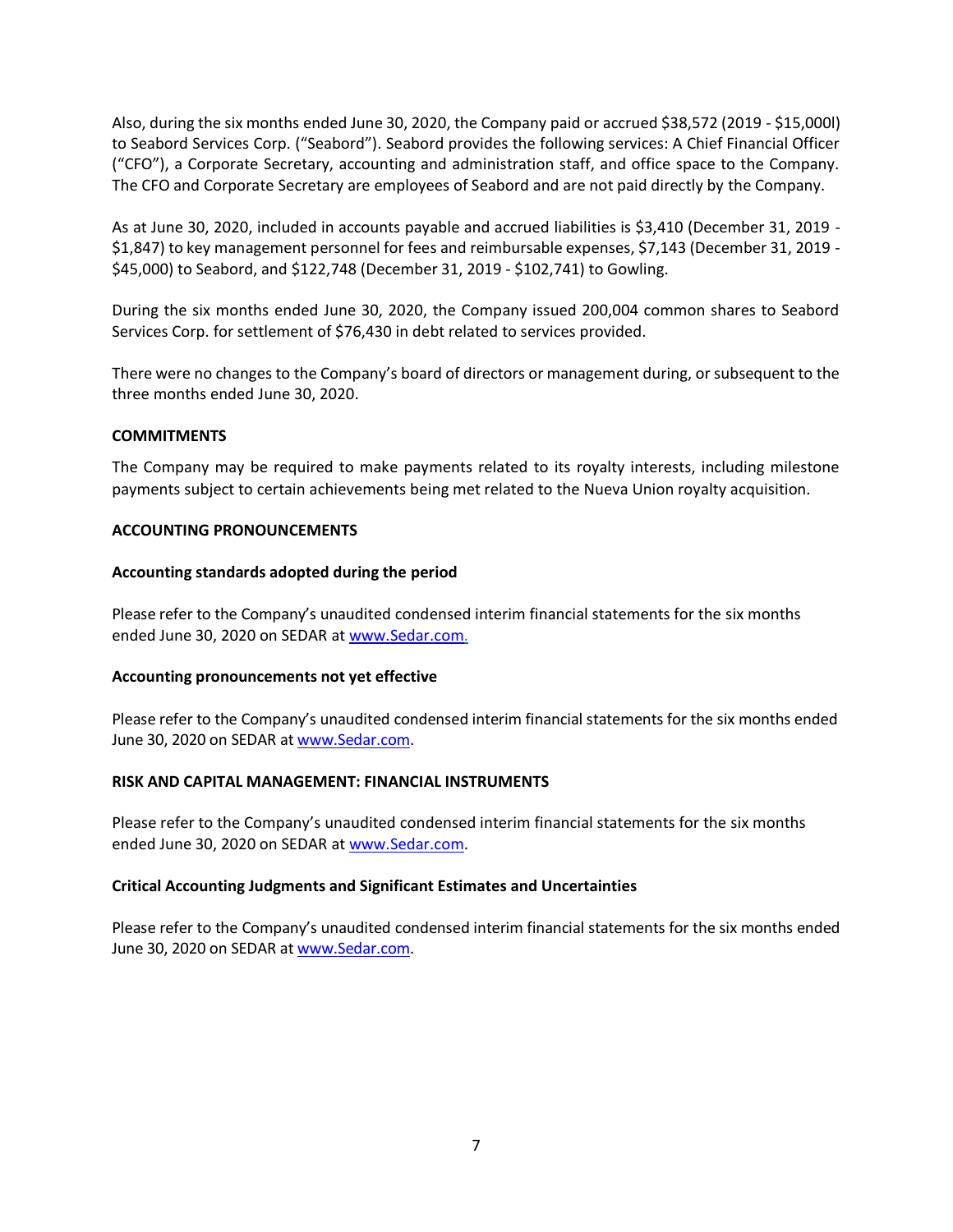Also, during the six months ended June 30, 2020, the Company paid or accrued $38,572 (2019 - $15,000l) to Seabord Services Corp. ("Seabord"). Seabord provides the following services: A Chief Financial Officer ("CFO"), a Corporate Secretary, accounting and administration staff, and office space to the Company. The CFO and Corporate Secretary are employees of Seabord and are not paid directly by the Company.

As at June 30, 2020, included in accounts payable and accrued liabilities is $3,410 (December 31, 2019 - $1,847) to key management personnel for fees and reimbursable expenses, $7,143 (December 31, 2019 - $45,000) to Seabord, and $122,748 (December 31, 2019 - $102,741) to Gowling.

During the six months ended June 30, 2020, the Company issued 200,004 common shares to Seabord Services Corp. for settlement of $76,430 in debt related to services provided.

There were no changes to the Company's board of directors or management during, or subsequent to the three months ended June 30, 2020.

**COMMITMENTS**

The Company may be required to make payments related to its royalty interests, including milestone payments subject to certain achievements being met related to the Nueva Union royalty acquisition.

**ACCOUNTING PRONOUNCEMENTS**

**Accounting standards adopted during the period**

Please refer to the Company's unaudited condensed interim financial statements for the six months ended June 30, 2020 on SEDAR at www.Sedar.com.

**Accounting pronouncements not yet effective**

Please refer to the Company's unaudited condensed interim financial statements for the six months ended June 30, 2020 on SEDAR at www.Sedar.com.

**RISK AND CAPITAL MANAGEMENT: FINANCIAL INSTRUMENTS**

Please refer to the Company's unaudited condensed interim financial statements for the six months ended June 30, 2020 on SEDAR at www.Sedar.com.

**Critical Accounting Judgments and Significant Estimates and Uncertainties**

Please refer to the Company's unaudited condensed interim financial statements for the six months ended June 30, 2020 on SEDAR at www.Sedar.com.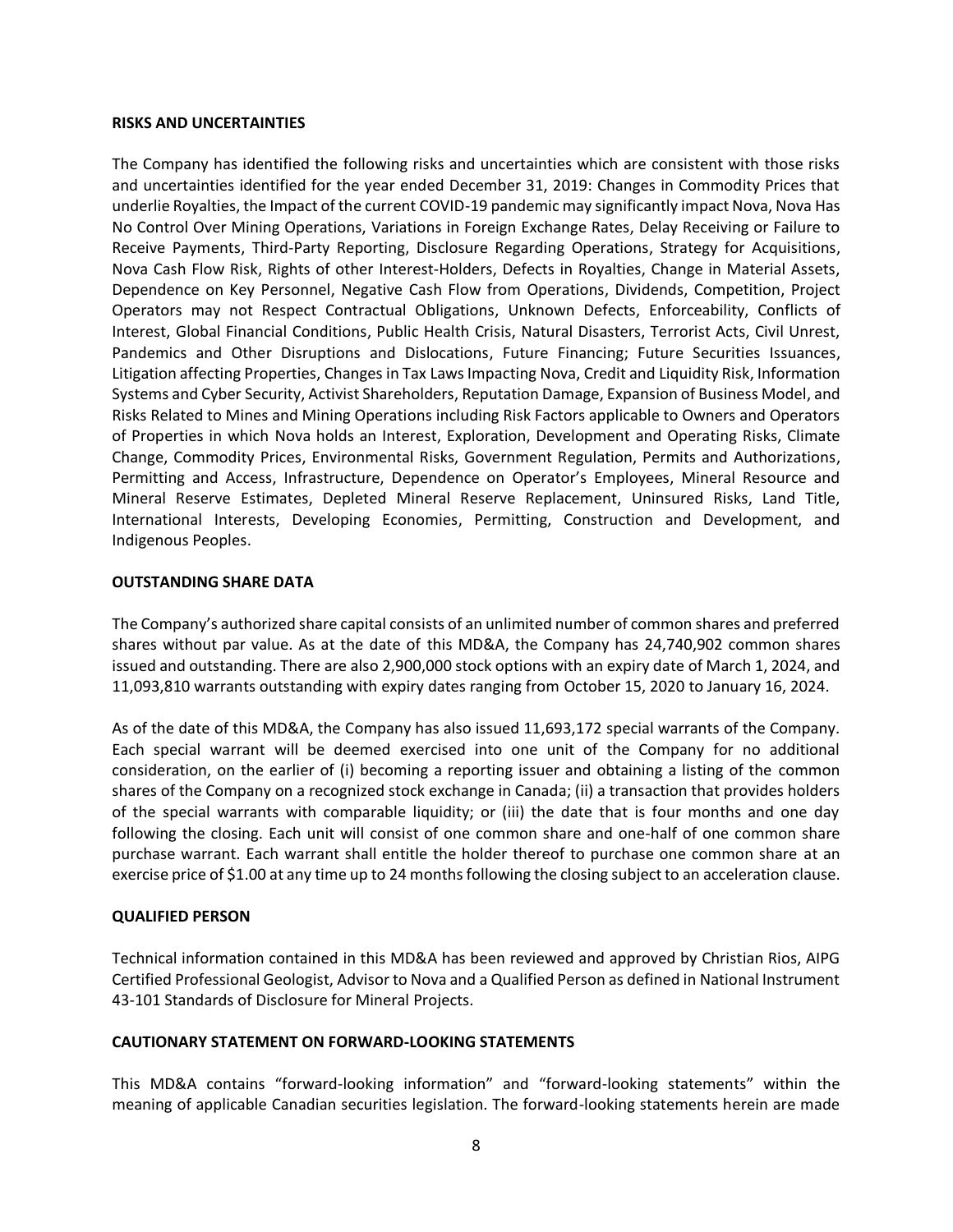## RISKS AND UNCERTAINTIES

The Company has identified the following risks and uncertainties which are consistent with those risks and uncertainties identified for the year ended December 31, 2019: Changes in Commodity Prices that underlie Royalties, the Impact of the current COVID-19 pandemic may significantly impact Nova, Nova Has No Control Over Mining Operations, Variations in Foreign Exchange Rates, Delay Receiving or Failure to Receive Payments, Third-Party Reporting, Disclosure Regarding Operations, Strategy for Acquisitions, Nova Cash Flow Risk, Rights of other Interest-Holders, Defects in Royalties, Change in Material Assets, Dependence on Key Personnel, Negative Cash Flow from Operations, Dividends, Competition, Project Operators may not Respect Contractual Obligations, Unknown Defects, Enforceability, Conflicts of Interest, Global Financial Conditions, Public Health Crisis, Natural Disasters, Terrorist Acts, Civil Unrest, Pandemics and Other Disruptions and Dislocations, Future Financing; Future Securities Issuances, Litigation affecting Properties, Changes in Tax Laws Impacting Nova, Credit and Liquidity Risk, Information Systems and Cyber Security, Activist Shareholders, Reputation Damage, Expansion of Business Model, and Risks Related to Mines and Mining Operations including Risk Factors applicable to Owners and Operators of Properties in which Nova holds an Interest, Exploration, Development and Operating Risks, Climate Change, Commodity Prices, Environmental Risks, Government Regulation, Permits and Authorizations, Permitting and Access, Infrastructure, Dependence on Operator's Employees, Mineral Resource and Mineral Reserve Estimates, Depleted Mineral Reserve Replacement, Uninsured Risks, Land Title, International Interests, Developing Economies, Permitting, Construction and Development, and Indigenous Peoples.

## OUTSTANDING SHARE DATA

The Company's authorized share capital consists of an unlimited number of common shares and preferred shares without par value. As at the date of this MD&A, the Company has 24,740,902 common shares issued and outstanding. There are also 2,900,000 stock options with an expiry date of March 1, 2024, and 11,093,810 warrants outstanding with expiry dates ranging from October 15, 2020 to January 16, 2024.

As of the date of this MD&A, the Company has also issued 11,693,172 special warrants of the Company. Each special warrant will be deemed exercised into one unit of the Company for no additional consideration, on the earlier of (i) becoming a reporting issuer and obtaining a listing of the common shares of the Company on a recognized stock exchange in Canada; (ii) a transaction that provides holders of the special warrants with comparable liquidity; or (iii) the date that is four months and one day following the closing. Each unit will consist of one common share and one-half of one common share purchase warrant. Each warrant shall entitle the holder thereof to purchase one common share at an exercise price of $1.00 at any time up to 24 months following the closing subject to an acceleration clause.

## QUALIFIED PERSON

Technical information contained in this MD&A has been reviewed and approved by Christian Rios, AIPG Certified Professional Geologist, Advisor to Nova and a Qualified Person as defined in National Instrument 43-101 Standards of Disclosure for Mineral Projects.

## CAUTIONARY STATEMENT ON FORWARD-LOOKING STATEMENTS

This MD&A contains "forward-looking information" and "forward-looking statements" within the meaning of applicable Canadian securities legislation. The forward-looking statements herein are made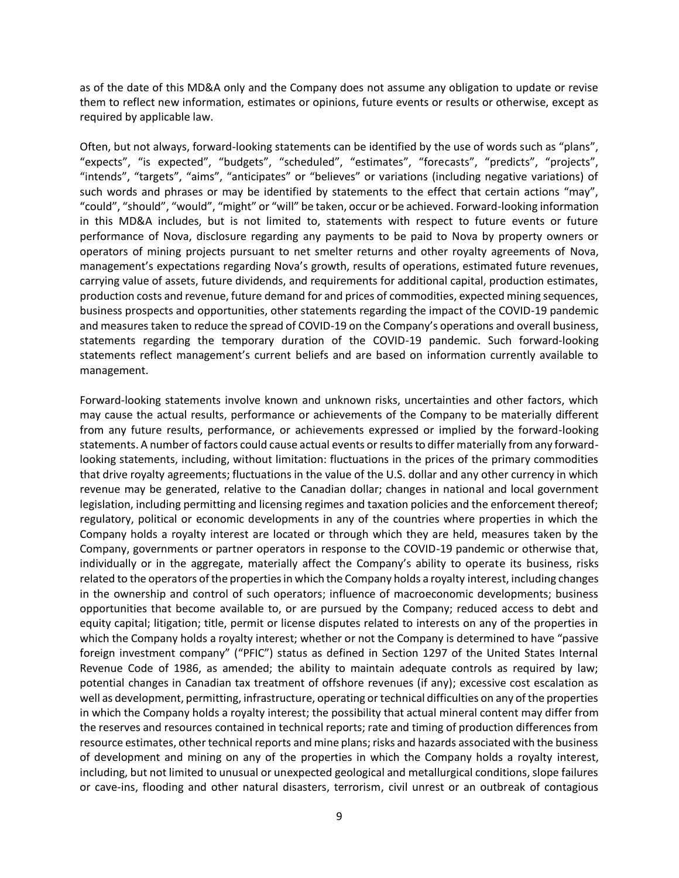as of the date of this MD&A only and the Company does not assume any obligation to update or revise them to reflect new information, estimates or opinions, future events or results or otherwise, except as required by applicable law.

Often, but not always, forward-looking statements can be identified by the use of words such as "plans", "expects", "is expected", "budgets", "scheduled", "estimates", "forecasts", "predicts", "projects", "intends", "targets", "aims", "anticipates" or "believes" or variations (including negative variations) of such words and phrases or may be identified by statements to the effect that certain actions "may", "could", "should", "would", "might" or "will" be taken, occur or be achieved. Forward-looking information in this MD&A includes, but is not limited to, statements with respect to future events or future performance of Nova, disclosure regarding any payments to be paid to Nova by property owners or operators of mining projects pursuant to net smelter returns and other royalty agreements of Nova, management's expectations regarding Nova's growth, results of operations, estimated future revenues, carrying value of assets, future dividends, and requirements for additional capital, production estimates, production costs and revenue, future demand for and prices of commodities, expected mining sequences, business prospects and opportunities, other statements regarding the impact of the COVID-19 pandemic and measures taken to reduce the spread of COVID-19 on the Company's operations and overall business, statements regarding the temporary duration of the COVID-19 pandemic. Such forward-looking statements reflect management's current beliefs and are based on information currently available to management.

Forward-looking statements involve known and unknown risks, uncertainties and other factors, which may cause the actual results, performance or achievements of the Company to be materially different from any future results, performance, or achievements expressed or implied by the forward-looking statements. A number of factors could cause actual events or results to differ materially from any forward-looking statements, including, without limitation: fluctuations in the prices of the primary commodities that drive royalty agreements; fluctuations in the value of the U.S. dollar and any other currency in which revenue may be generated, relative to the Canadian dollar; changes in national and local government legislation, including permitting and licensing regimes and taxation policies and the enforcement thereof; regulatory, political or economic developments in any of the countries where properties in which the Company holds a royalty interest are located or through which they are held, measures taken by the Company, governments or partner operators in response to the COVID-19 pandemic or otherwise that, individually or in the aggregate, materially affect the Company's ability to operate its business, risks related to the operators of the properties in which the Company holds a royalty interest, including changes in the ownership and control of such operators; influence of macroeconomic developments; business opportunities that become available to, or are pursued by the Company; reduced access to debt and equity capital; litigation; title, permit or license disputes related to interests on any of the properties in which the Company holds a royalty interest; whether or not the Company is determined to have "passive foreign investment company" ("PFIC") status as defined in Section 1297 of the United States Internal Revenue Code of 1986, as amended; the ability to maintain adequate controls as required by law; potential changes in Canadian tax treatment of offshore revenues (if any); excessive cost escalation as well as development, permitting, infrastructure, operating or technical difficulties on any of the properties in which the Company holds a royalty interest; the possibility that actual mineral content may differ from the reserves and resources contained in technical reports; rate and timing of production differences from resource estimates, other technical reports and mine plans; risks and hazards associated with the business of development and mining on any of the properties in which the Company holds a royalty interest, including, but not limited to unusual or unexpected geological and metallurgical conditions, slope failures or cave-ins, flooding and other natural disasters, terrorism, civil unrest or an outbreak of contagious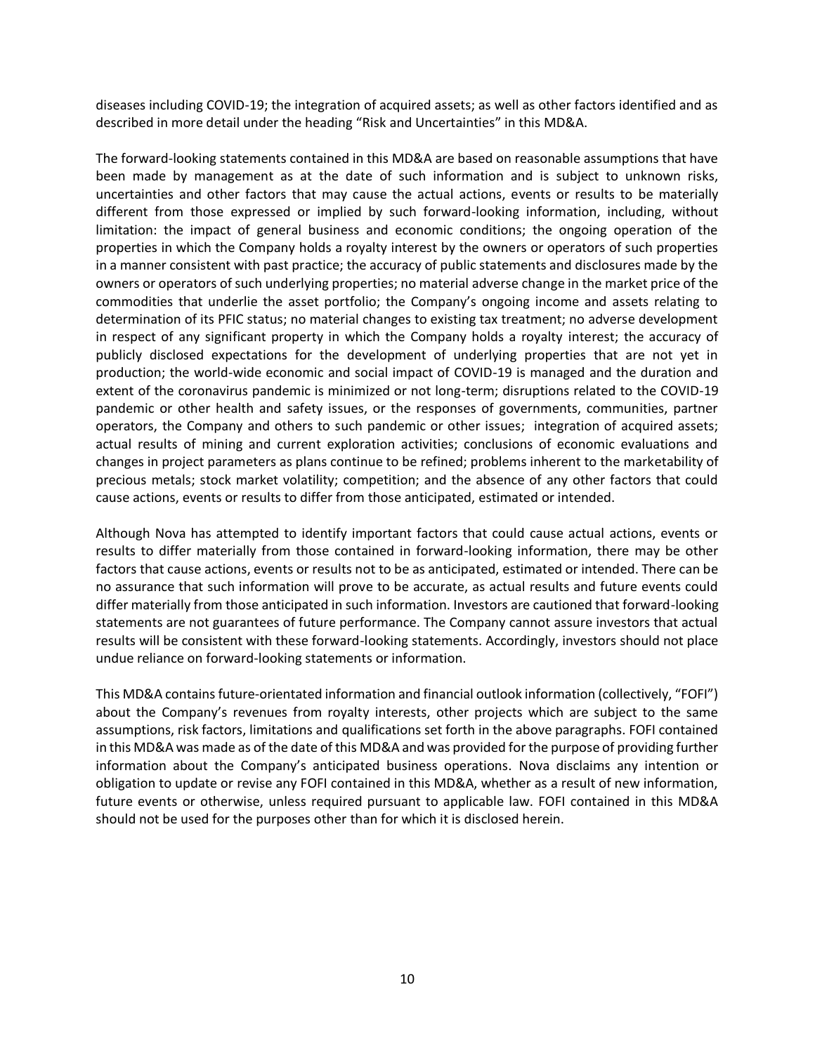diseases including COVID-19; the integration of acquired assets; as well as other factors identified and as described in more detail under the heading "Risk and Uncertainties" in this MD&A.

The forward-looking statements contained in this MD&A are based on reasonable assumptions that have been made by management as at the date of such information and is subject to unknown risks, uncertainties and other factors that may cause the actual actions, events or results to be materially different from those expressed or implied by such forward-looking information, including, without limitation: the impact of general business and economic conditions; the ongoing operation of the properties in which the Company holds a royalty interest by the owners or operators of such properties in a manner consistent with past practice; the accuracy of public statements and disclosures made by the owners or operators of such underlying properties; no material adverse change in the market price of the commodities that underlie the asset portfolio; the Company's ongoing income and assets relating to determination of its PFIC status; no material changes to existing tax treatment; no adverse development in respect of any significant property in which the Company holds a royalty interest; the accuracy of publicly disclosed expectations for the development of underlying properties that are not yet in production; the world-wide economic and social impact of COVID-19 is managed and the duration and extent of the coronavirus pandemic is minimized or not long-term; disruptions related to the COVID-19 pandemic or other health and safety issues, or the responses of governments, communities, partner operators, the Company and others to such pandemic or other issues; integration of acquired assets; actual results of mining and current exploration activities; conclusions of economic evaluations and changes in project parameters as plans continue to be refined; problems inherent to the marketability of precious metals; stock market volatility; competition; and the absence of any other factors that could cause actions, events or results to differ from those anticipated, estimated or intended.

Although Nova has attempted to identify important factors that could cause actual actions, events or results to differ materially from those contained in forward-looking information, there may be other factors that cause actions, events or results not to be as anticipated, estimated or intended. There can be no assurance that such information will prove to be accurate, as actual results and future events could differ materially from those anticipated in such information. Investors are cautioned that forward-looking statements are not guarantees of future performance. The Company cannot assure investors that actual results will be consistent with these forward-looking statements. Accordingly, investors should not place undue reliance on forward-looking statements or information.

This MD&A contains future-orientated information and financial outlook information (collectively, "FOFI") about the Company's revenues from royalty interests, other projects which are subject to the same assumptions, risk factors, limitations and qualifications set forth in the above paragraphs. FOFI contained in this MD&A was made as of the date of this MD&A and was provided for the purpose of providing further information about the Company's anticipated business operations. Nova disclaims any intention or obligation to update or revise any FOFI contained in this MD&A, whether as a result of new information, future events or otherwise, unless required pursuant to applicable law. FOFI contained in this MD&A should not be used for the purposes other than for which it is disclosed herein.